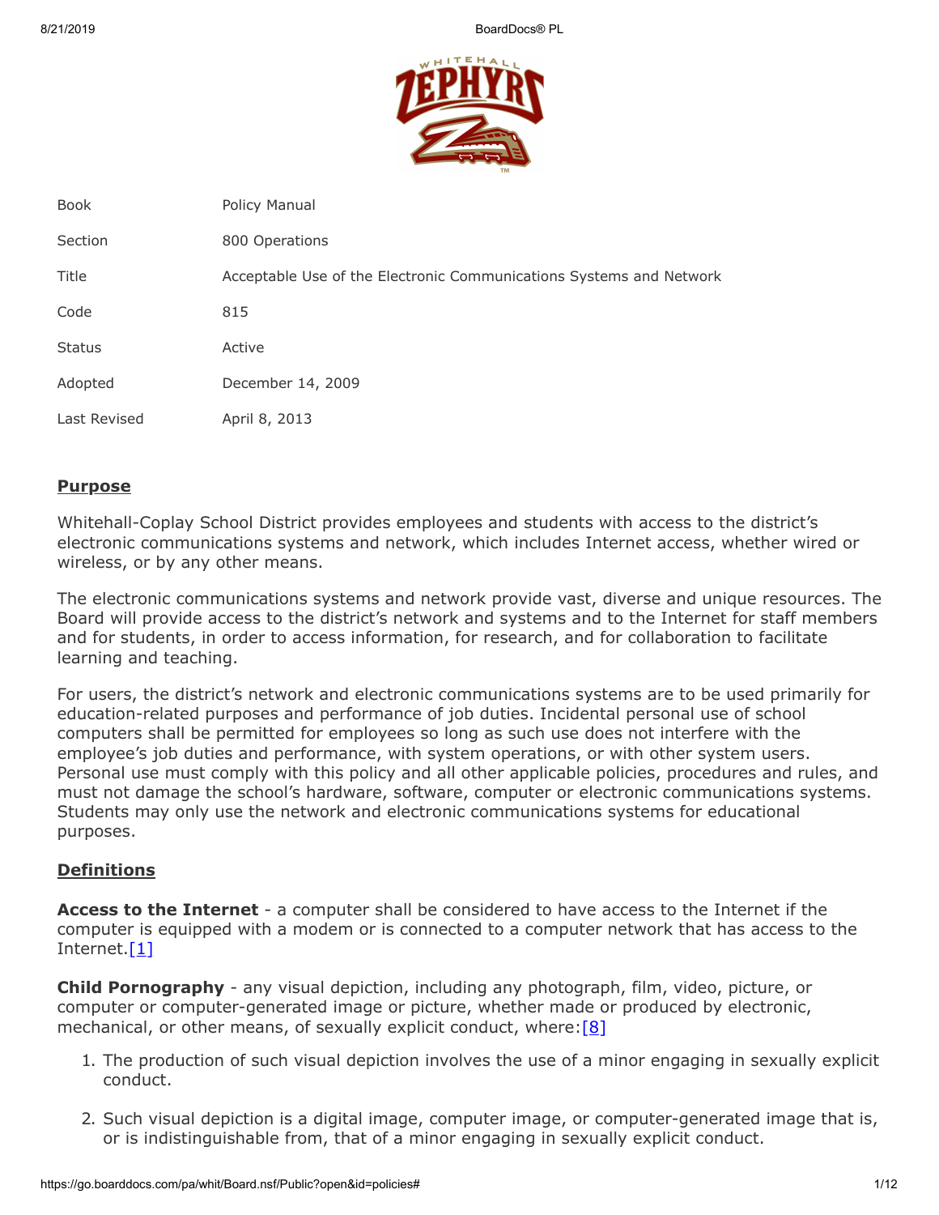| Book | Policy Manual |
| --- | --- |
| Section | 800 Operations |
| Title | Acceptable Use of the Electronic Communications Systems and Network |
| Code | 815 |
| Status | Active |
| Adopted | December 14, 2009 |
| Last Revised | April 8, 2013 |

## Purpose

Whitehall-Coplay School District provides employees and students with access to the district's electronic communications systems and network, which includes Internet access, whether wired or wireless, or by any other means.

The electronic communications systems and network provide vast, diverse and unique resources. The Board will provide access to the district's network and systems and to the Internet for staff members and for students, in order to access information, for research, and for collaboration to facilitate learning and teaching.

For users, the district's network and electronic communications systems are to be used primarily for education-related purposes and performance of job duties. Incidental personal use of school computers shall be permitted for employees so long as such use does not interfere with the employee's job duties and performance, with system operations, or with other system users. Personal use must comply with this policy and all other applicable policies, procedures and rules, and must not damage the school's hardware, software, computer or electronic communications systems. Students may only use the network and electronic communications systems for educational purposes.

## Definitions

**Access to the Internet** - a computer shall be considered to have access to the Internet if the computer is equipped with a modem or is connected to a computer network that has access to the Internet.[1]

**Child Pornography** - any visual depiction, including any photograph, film, video, picture, or computer or computer-generated image or picture, whether made or produced by electronic, mechanical, or other means, of sexually explicit conduct, where:[8]

1. The production of such visual depiction involves the use of a minor engaging in sexually explicit conduct.
2. Such visual depiction is a digital image, computer image, or computer-generated image that is, or is indistinguishable from, that of a minor engaging in sexually explicit conduct.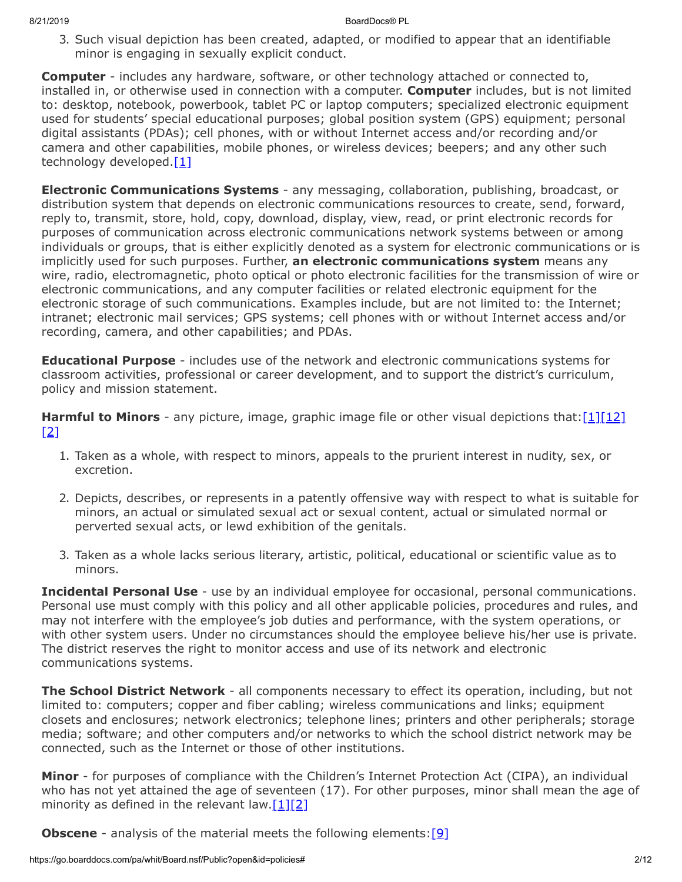3. Such visual depiction has been created, adapted, or modified to appear that an identifiable minor is engaging in sexually explicit conduct.

**Computer** - includes any hardware, software, or other technology attached or connected to, installed in, or otherwise used in connection with a computer. **Computer** includes, but is not limited to: desktop, notebook, powerbook, tablet PC or laptop computers; specialized electronic equipment used for students' special educational purposes; global position system (GPS) equipment; personal digital assistants (PDAs); cell phones, with or without Internet access and/or recording and/or camera and other capabilities, mobile phones, or wireless devices; beepers; and any other such technology developed.[1]

**Electronic Communications Systems** - any messaging, collaboration, publishing, broadcast, or distribution system that depends on electronic communications resources to create, send, forward, reply to, transmit, store, hold, copy, download, display, view, read, or print electronic records for purposes of communication across electronic communications network systems between or among individuals or groups, that is either explicitly denoted as a system for electronic communications or is implicitly used for such purposes. Further, **an electronic communications system** means any wire, radio, electromagnetic, photo optical or photo electronic facilities for the transmission of wire or electronic communications, and any computer facilities or related electronic equipment for the electronic storage of such communications. Examples include, but are not limited to: the Internet; intranet; electronic mail services; GPS systems; cell phones with or without Internet access and/or recording, camera, and other capabilities; and PDAs.

**Educational Purpose** - includes use of the network and electronic communications systems for classroom activities, professional or career development, and to support the district's curriculum, policy and mission statement.

**Harmful to Minors** - any picture, image, graphic image file or other visual depictions that:[1][12][2]

1. Taken as a whole, with respect to minors, appeals to the prurient interest in nudity, sex, or excretion.
2. Depicts, describes, or represents in a patently offensive way with respect to what is suitable for minors, an actual or simulated sexual act or sexual content, actual or simulated normal or perverted sexual acts, or lewd exhibition of the genitals.
3. Taken as a whole lacks serious literary, artistic, political, educational or scientific value as to minors.

**Incidental Personal Use** - use by an individual employee for occasional, personal communications. Personal use must comply with this policy and all other applicable policies, procedures and rules, and may not interfere with the employee's job duties and performance, with the system operations, or with other system users. Under no circumstances should the employee believe his/her use is private. The district reserves the right to monitor access and use of its network and electronic communications systems.

**The School District Network** - all components necessary to effect its operation, including, but not limited to: computers; copper and fiber cabling; wireless communications and links; equipment closets and enclosures; network electronics; telephone lines; printers and other peripherals; storage media; software; and other computers and/or networks to which the school district network may be connected, such as the Internet or those of other institutions.

**Minor** - for purposes of compliance with the Children's Internet Protection Act (CIPA), an individual who has not yet attained the age of seventeen (17). For other purposes, minor shall mean the age of minority as defined in the relevant law.[1][2]

**Obscene** - analysis of the material meets the following elements:[9]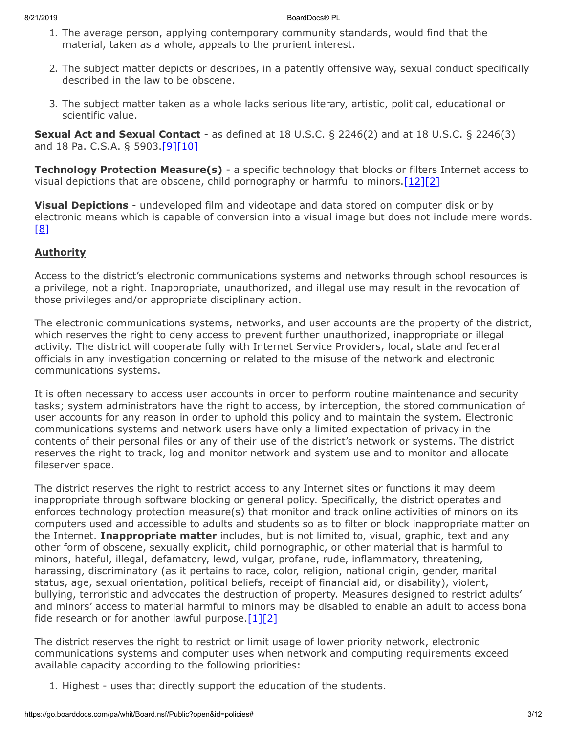1. The average person, applying contemporary community standards, would find that the material, taken as a whole, appeals to the prurient interest.

2. The subject matter depicts or describes, in a patently offensive way, sexual conduct specifically described in the law to be obscene.

3. The subject matter taken as a whole lacks serious literary, artistic, political, educational or scientific value.

**Sexual Act and Sexual Contact** - as defined at 18 U.S.C. § 2246(2) and at 18 U.S.C. § 2246(3) and 18 Pa. C.S.A. § 5903.[9][10]

**Technology Protection Measure(s)** - a specific technology that blocks or filters Internet access to visual depictions that are obscene, child pornography or harmful to minors.[12][2]

**Visual Depictions** - undeveloped film and videotape and data stored on computer disk or by electronic means which is capable of conversion into a visual image but does not include mere words. [8]

## Authority

Access to the district's electronic communications systems and networks through school resources is a privilege, not a right. Inappropriate, unauthorized, and illegal use may result in the revocation of those privileges and/or appropriate disciplinary action.

The electronic communications systems, networks, and user accounts are the property of the district, which reserves the right to deny access to prevent further unauthorized, inappropriate or illegal activity. The district will cooperate fully with Internet Service Providers, local, state and federal officials in any investigation concerning or related to the misuse of the network and electronic communications systems.

It is often necessary to access user accounts in order to perform routine maintenance and security tasks; system administrators have the right to access, by interception, the stored communication of user accounts for any reason in order to uphold this policy and to maintain the system. Electronic communications systems and network users have only a limited expectation of privacy in the contents of their personal files or any of their use of the district's network or systems. The district reserves the right to track, log and monitor network and system use and to monitor and allocate fileserver space.

The district reserves the right to restrict access to any Internet sites or functions it may deem inappropriate through software blocking or general policy. Specifically, the district operates and enforces technology protection measure(s) that monitor and track online activities of minors on its computers used and accessible to adults and students so as to filter or block inappropriate matter on the Internet. **Inappropriate matter** includes, but is not limited to, visual, graphic, text and any other form of obscene, sexually explicit, child pornographic, or other material that is harmful to minors, hateful, illegal, defamatory, lewd, vulgar, profane, rude, inflammatory, threatening, harassing, discriminatory (as it pertains to race, color, religion, national origin, gender, marital status, age, sexual orientation, political beliefs, receipt of financial aid, or disability), violent, bullying, terroristic and advocates the destruction of property. Measures designed to restrict adults' and minors' access to material harmful to minors may be disabled to enable an adult to access bona fide research or for another lawful purpose.[1][2]

The district reserves the right to restrict or limit usage of lower priority network, electronic communications systems and computer uses when network and computing requirements exceed available capacity according to the following priorities:

1. Highest - uses that directly support the education of the students.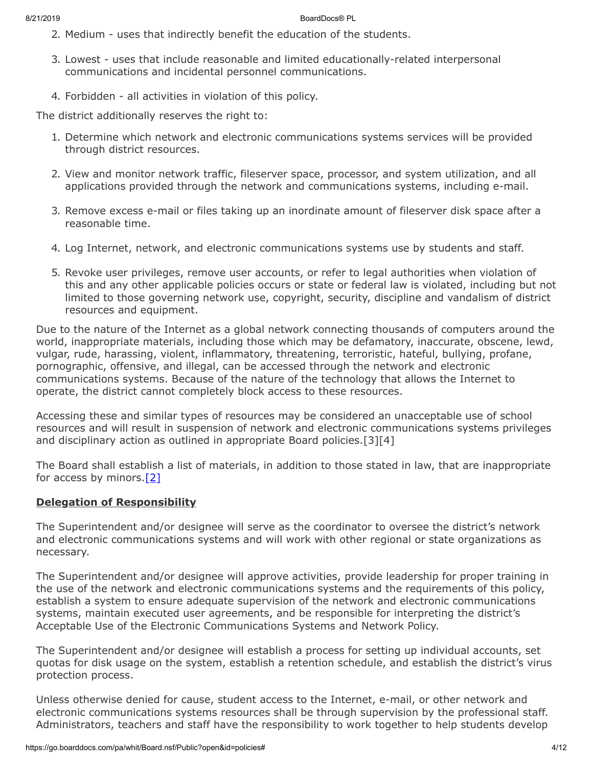2. Medium - uses that indirectly benefit the education of the students.
3. Lowest - uses that include reasonable and limited educationally-related interpersonal communications and incidental personnel communications.
4. Forbidden - all activities in violation of this policy.

The district additionally reserves the right to:

1. Determine which network and electronic communications systems services will be provided through district resources.
2. View and monitor network traffic, fileserver space, processor, and system utilization, and all applications provided through the network and communications systems, including e-mail.
3. Remove excess e-mail or files taking up an inordinate amount of fileserver disk space after a reasonable time.
4. Log Internet, network, and electronic communications systems use by students and staff.
5. Revoke user privileges, remove user accounts, or refer to legal authorities when violation of this and any other applicable policies occurs or state or federal law is violated, including but not limited to those governing network use, copyright, security, discipline and vandalism of district resources and equipment.

Due to the nature of the Internet as a global network connecting thousands of computers around the world, inappropriate materials, including those which may be defamatory, inaccurate, obscene, lewd, vulgar, rude, harassing, violent, inflammatory, threatening, terroristic, hateful, bullying, profane, pornographic, offensive, and illegal, can be accessed through the network and electronic communications systems. Because of the nature of the technology that allows the Internet to operate, the district cannot completely block access to these resources.

Accessing these and similar types of resources may be considered an unacceptable use of school resources and will result in suspension of network and electronic communications systems privileges and disciplinary action as outlined in appropriate Board policies.[3][4]

The Board shall establish a list of materials, in addition to those stated in law, that are inappropriate for access by minors.[2]

## Delegation of Responsibility

The Superintendent and/or designee will serve as the coordinator to oversee the district's network and electronic communications systems and will work with other regional or state organizations as necessary.

The Superintendent and/or designee will approve activities, provide leadership for proper training in the use of the network and electronic communications systems and the requirements of this policy, establish a system to ensure adequate supervision of the network and electronic communications systems, maintain executed user agreements, and be responsible for interpreting the district's Acceptable Use of the Electronic Communications Systems and Network Policy.

The Superintendent and/or designee will establish a process for setting up individual accounts, set quotas for disk usage on the system, establish a retention schedule, and establish the district's virus protection process.

Unless otherwise denied for cause, student access to the Internet, e-mail, or other network and electronic communications systems resources shall be through supervision by the professional staff. Administrators, teachers and staff have the responsibility to work together to help students develop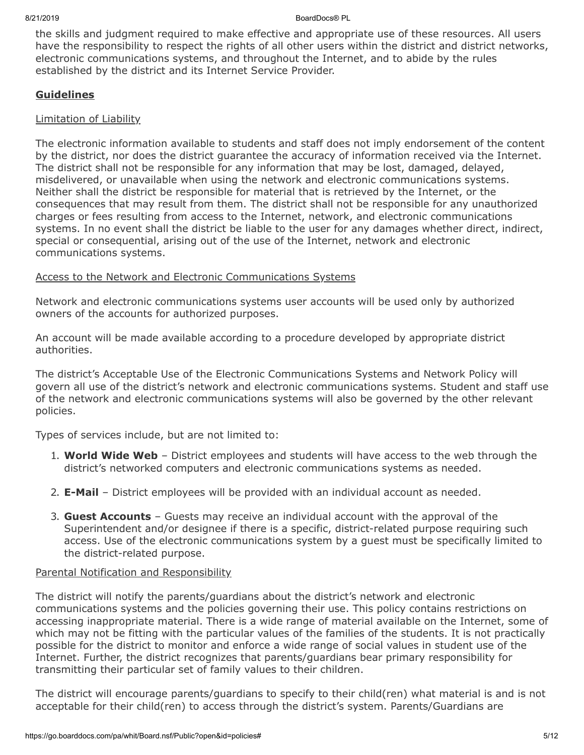the skills and judgment required to make effective and appropriate use of these resources. All users have the responsibility to respect the rights of all other users within the district and district networks, electronic communications systems, and throughout the Internet, and to abide by the rules established by the district and its Internet Service Provider.

## **Guidelines**

### Limitation of Liability

The electronic information available to students and staff does not imply endorsement of the content by the district, nor does the district guarantee the accuracy of information received via the Internet. The district shall not be responsible for any information that may be lost, damaged, delayed, misdelivered, or unavailable when using the network and electronic communications systems. Neither shall the district be responsible for material that is retrieved by the Internet, or the consequences that may result from them. The district shall not be responsible for any unauthorized charges or fees resulting from access to the Internet, network, and electronic communications systems. In no event shall the district be liable to the user for any damages whether direct, indirect, special or consequential, arising out of the use of the Internet, network and electronic communications systems.

### Access to the Network and Electronic Communications Systems

Network and electronic communications systems user accounts will be used only by authorized owners of the accounts for authorized purposes.

An account will be made available according to a procedure developed by appropriate district authorities.

The district's Acceptable Use of the Electronic Communications Systems and Network Policy will govern all use of the district's network and electronic communications systems. Student and staff use of the network and electronic communications systems will also be governed by the other relevant policies.

Types of services include, but are not limited to:

1. **World Wide Web** – District employees and students will have access to the web through the district's networked computers and electronic communications systems as needed.
2. **E-Mail** – District employees will be provided with an individual account as needed.
3. **Guest Accounts** – Guests may receive an individual account with the approval of the Superintendent and/or designee if there is a specific, district-related purpose requiring such access. Use of the electronic communications system by a guest must be specifically limited to the district-related purpose.

### Parental Notification and Responsibility

The district will notify the parents/guardians about the district's network and electronic communications systems and the policies governing their use. This policy contains restrictions on accessing inappropriate material. There is a wide range of material available on the Internet, some of which may not be fitting with the particular values of the families of the students. It is not practically possible for the district to monitor and enforce a wide range of social values in student use of the Internet. Further, the district recognizes that parents/guardians bear primary responsibility for transmitting their particular set of family values to their children.

The district will encourage parents/guardians to specify to their child(ren) what material is and is not acceptable for their child(ren) to access through the district's system. Parents/Guardians are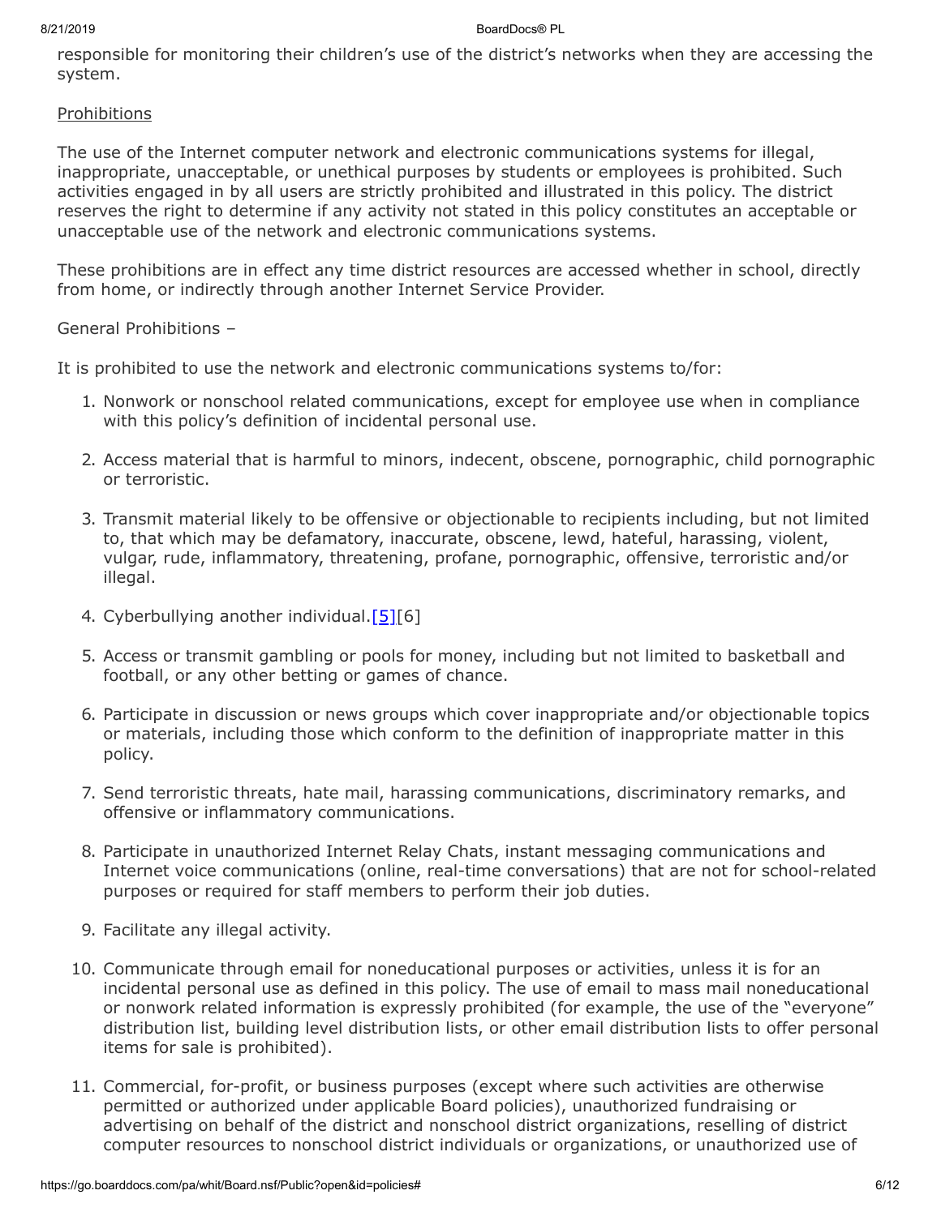responsible for monitoring their children's use of the district's networks when they are accessing the system.

Prohibitions

The use of the Internet computer network and electronic communications systems for illegal, inappropriate, unacceptable, or unethical purposes by students or employees is prohibited. Such activities engaged in by all users are strictly prohibited and illustrated in this policy. The district reserves the right to determine if any activity not stated in this policy constitutes an acceptable or unacceptable use of the network and electronic communications systems.

These prohibitions are in effect any time district resources are accessed whether in school, directly from home, or indirectly through another Internet Service Provider.

General Prohibitions –

It is prohibited to use the network and electronic communications systems to/for:

1. Nonwork or nonschool related communications, except for employee use when in compliance with this policy's definition of incidental personal use.
2. Access material that is harmful to minors, indecent, obscene, pornographic, child pornographic or terroristic.
3. Transmit material likely to be offensive or objectionable to recipients including, but not limited to, that which may be defamatory, inaccurate, obscene, lewd, hateful, harassing, violent, vulgar, rude, inflammatory, threatening, profane, pornographic, offensive, terroristic and/or illegal.
4. Cyberbullying another individual.[5][6]
5. Access or transmit gambling or pools for money, including but not limited to basketball and football, or any other betting or games of chance.
6. Participate in discussion or news groups which cover inappropriate and/or objectionable topics or materials, including those which conform to the definition of inappropriate matter in this policy.
7. Send terroristic threats, hate mail, harassing communications, discriminatory remarks, and offensive or inflammatory communications.
8. Participate in unauthorized Internet Relay Chats, instant messaging communications and Internet voice communications (online, real-time conversations) that are not for school-related purposes or required for staff members to perform their job duties.
9. Facilitate any illegal activity.
10. Communicate through email for noneducational purposes or activities, unless it is for an incidental personal use as defined in this policy. The use of email to mass mail noneducational or nonwork related information is expressly prohibited (for example, the use of the "everyone" distribution list, building level distribution lists, or other email distribution lists to offer personal items for sale is prohibited).
11. Commercial, for-profit, or business purposes (except where such activities are otherwise permitted or authorized under applicable Board policies), unauthorized fundraising or advertising on behalf of the district and nonschool district organizations, reselling of district computer resources to nonschool district individuals or organizations, or unauthorized use of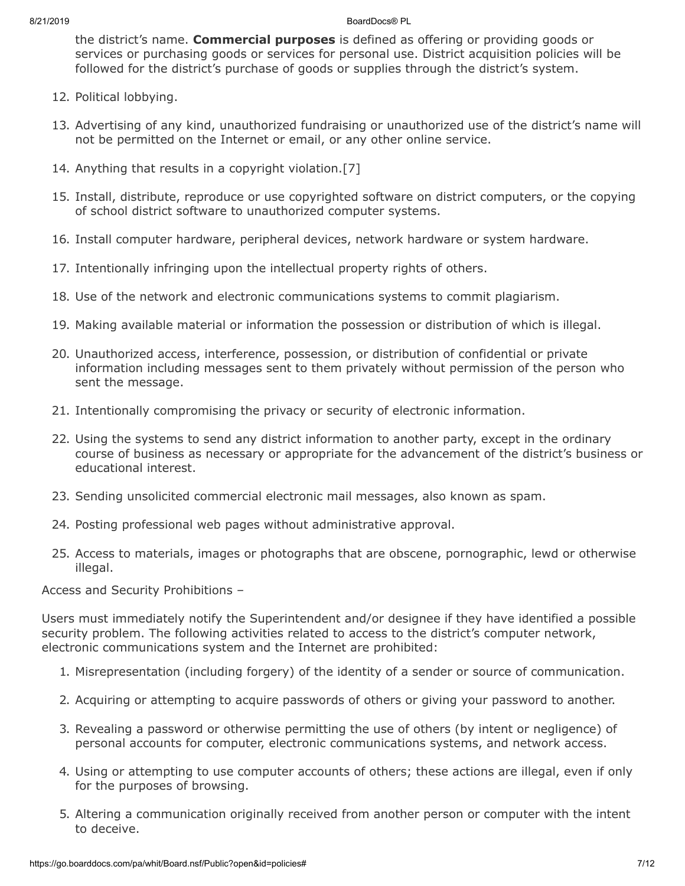the district's name. **Commercial purposes** is defined as offering or providing goods or services or purchasing goods or services for personal use. District acquisition policies will be followed for the district's purchase of goods or supplies through the district's system.

12. Political lobbying.
13. Advertising of any kind, unauthorized fundraising or unauthorized use of the district's name will not be permitted on the Internet or email, or any other online service.
14. Anything that results in a copyright violation.[7]
15. Install, distribute, reproduce or use copyrighted software on district computers, or the copying of school district software to unauthorized computer systems.
16. Install computer hardware, peripheral devices, network hardware or system hardware.
17. Intentionally infringing upon the intellectual property rights of others.
18. Use of the network and electronic communications systems to commit plagiarism.
19. Making available material or information the possession or distribution of which is illegal.
20. Unauthorized access, interference, possession, or distribution of confidential or private information including messages sent to them privately without permission of the person who sent the message.
21. Intentionally compromising the privacy or security of electronic information.
22. Using the systems to send any district information to another party, except in the ordinary course of business as necessary or appropriate for the advancement of the district's business or educational interest.
23. Sending unsolicited commercial electronic mail messages, also known as spam.
24. Posting professional web pages without administrative approval.
25. Access to materials, images or photographs that are obscene, pornographic, lewd or otherwise illegal.

Access and Security Prohibitions –

Users must immediately notify the Superintendent and/or designee if they have identified a possible security problem. The following activities related to access to the district's computer network, electronic communications system and the Internet are prohibited:

1. Misrepresentation (including forgery) of the identity of a sender or source of communication.
2. Acquiring or attempting to acquire passwords of others or giving your password to another.
3. Revealing a password or otherwise permitting the use of others (by intent or negligence) of personal accounts for computer, electronic communications systems, and network access.
4. Using or attempting to use computer accounts of others; these actions are illegal, even if only for the purposes of browsing.
5. Altering a communication originally received from another person or computer with the intent to deceive.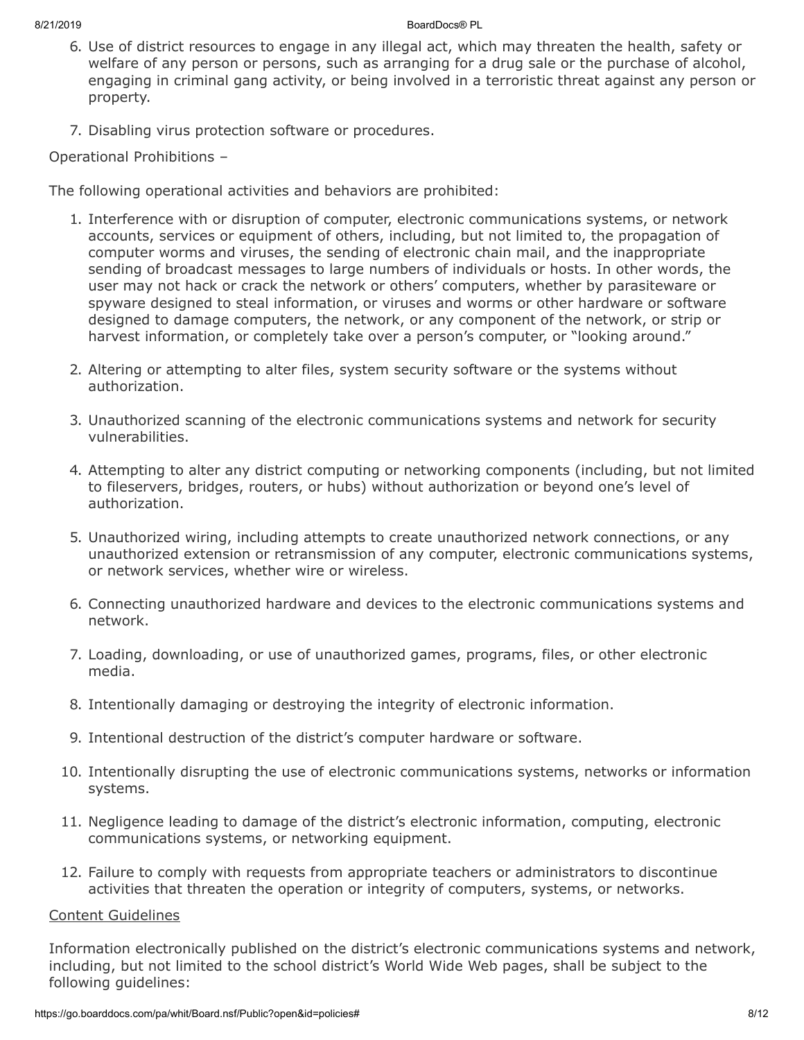6. Use of district resources to engage in any illegal act, which may threaten the health, safety or welfare of any person or persons, such as arranging for a drug sale or the purchase of alcohol, engaging in criminal gang activity, or being involved in a terroristic threat against any person or property.

7. Disabling virus protection software or procedures.

Operational Prohibitions –

The following operational activities and behaviors are prohibited:

1. Interference with or disruption of computer, electronic communications systems, or network accounts, services or equipment of others, including, but not limited to, the propagation of computer worms and viruses, the sending of electronic chain mail, and the inappropriate sending of broadcast messages to large numbers of individuals or hosts. In other words, the user may not hack or crack the network or others' computers, whether by parasiteware or spyware designed to steal information, or viruses and worms or other hardware or software designed to damage computers, the network, or any component of the network, or strip or harvest information, or completely take over a person's computer, or "looking around."

2. Altering or attempting to alter files, system security software or the systems without authorization.

3. Unauthorized scanning of the electronic communications systems and network for security vulnerabilities.

4. Attempting to alter any district computing or networking components (including, but not limited to fileservers, bridges, routers, or hubs) without authorization or beyond one's level of authorization.

5. Unauthorized wiring, including attempts to create unauthorized network connections, or any unauthorized extension or retransmission of any computer, electronic communications systems, or network services, whether wire or wireless.

6. Connecting unauthorized hardware and devices to the electronic communications systems and network.

7. Loading, downloading, or use of unauthorized games, programs, files, or other electronic media.

8. Intentionally damaging or destroying the integrity of electronic information.

9. Intentional destruction of the district's computer hardware or software.

10. Intentionally disrupting the use of electronic communications systems, networks or information systems.

11. Negligence leading to damage of the district's electronic information, computing, electronic communications systems, or networking equipment.

12. Failure to comply with requests from appropriate teachers or administrators to discontinue activities that threaten the operation or integrity of computers, systems, or networks.

<u>Content Guidelines</u>

Information electronically published on the district's electronic communications systems and network, including, but not limited to the school district's World Wide Web pages, shall be subject to the following guidelines: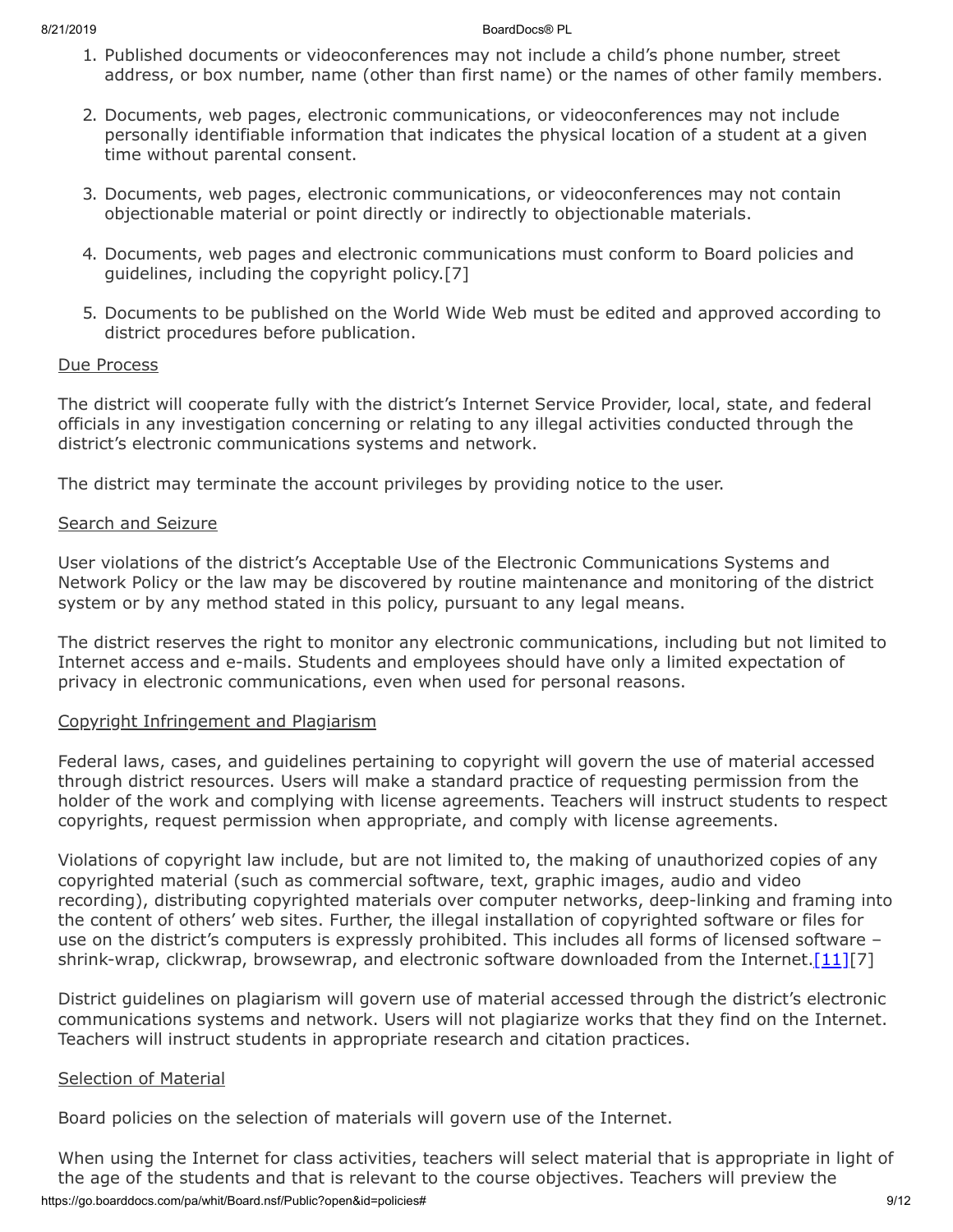1. Published documents or videoconferences may not include a child's phone number, street address, or box number, name (other than first name) or the names of other family members.

2. Documents, web pages, electronic communications, or videoconferences may not include personally identifiable information that indicates the physical location of a student at a given time without parental consent.

3. Documents, web pages, electronic communications, or videoconferences may not contain objectionable material or point directly or indirectly to objectionable materials.

4. Documents, web pages and electronic communications must conform to Board policies and guidelines, including the copyright policy.[7]

5. Documents to be published on the World Wide Web must be edited and approved according to district procedures before publication.

Due Process

The district will cooperate fully with the district's Internet Service Provider, local, state, and federal officials in any investigation concerning or relating to any illegal activities conducted through the district's electronic communications systems and network.

The district may terminate the account privileges by providing notice to the user.

Search and Seizure

User violations of the district's Acceptable Use of the Electronic Communications Systems and Network Policy or the law may be discovered by routine maintenance and monitoring of the district system or by any method stated in this policy, pursuant to any legal means.

The district reserves the right to monitor any electronic communications, including but not limited to Internet access and e-mails. Students and employees should have only a limited expectation of privacy in electronic communications, even when used for personal reasons.

Copyright Infringement and Plagiarism

Federal laws, cases, and guidelines pertaining to copyright will govern the use of material accessed through district resources. Users will make a standard practice of requesting permission from the holder of the work and complying with license agreements. Teachers will instruct students to respect copyrights, request permission when appropriate, and comply with license agreements.

Violations of copyright law include, but are not limited to, the making of unauthorized copies of any copyrighted material (such as commercial software, text, graphic images, audio and video recording), distributing copyrighted materials over computer networks, deep-linking and framing into the content of others' web sites. Further, the illegal installation of copyrighted software or files for use on the district's computers is expressly prohibited. This includes all forms of licensed software – shrink-wrap, clickwrap, browsewrap, and electronic software downloaded from the Internet.[11][7]

District guidelines on plagiarism will govern use of material accessed through the district's electronic communications systems and network. Users will not plagiarize works that they find on the Internet. Teachers will instruct students in appropriate research and citation practices.

Selection of Material

Board policies on the selection of materials will govern use of the Internet.

When using the Internet for class activities, teachers will select material that is appropriate in light of the age of the students and that is relevant to the course objectives. Teachers will preview the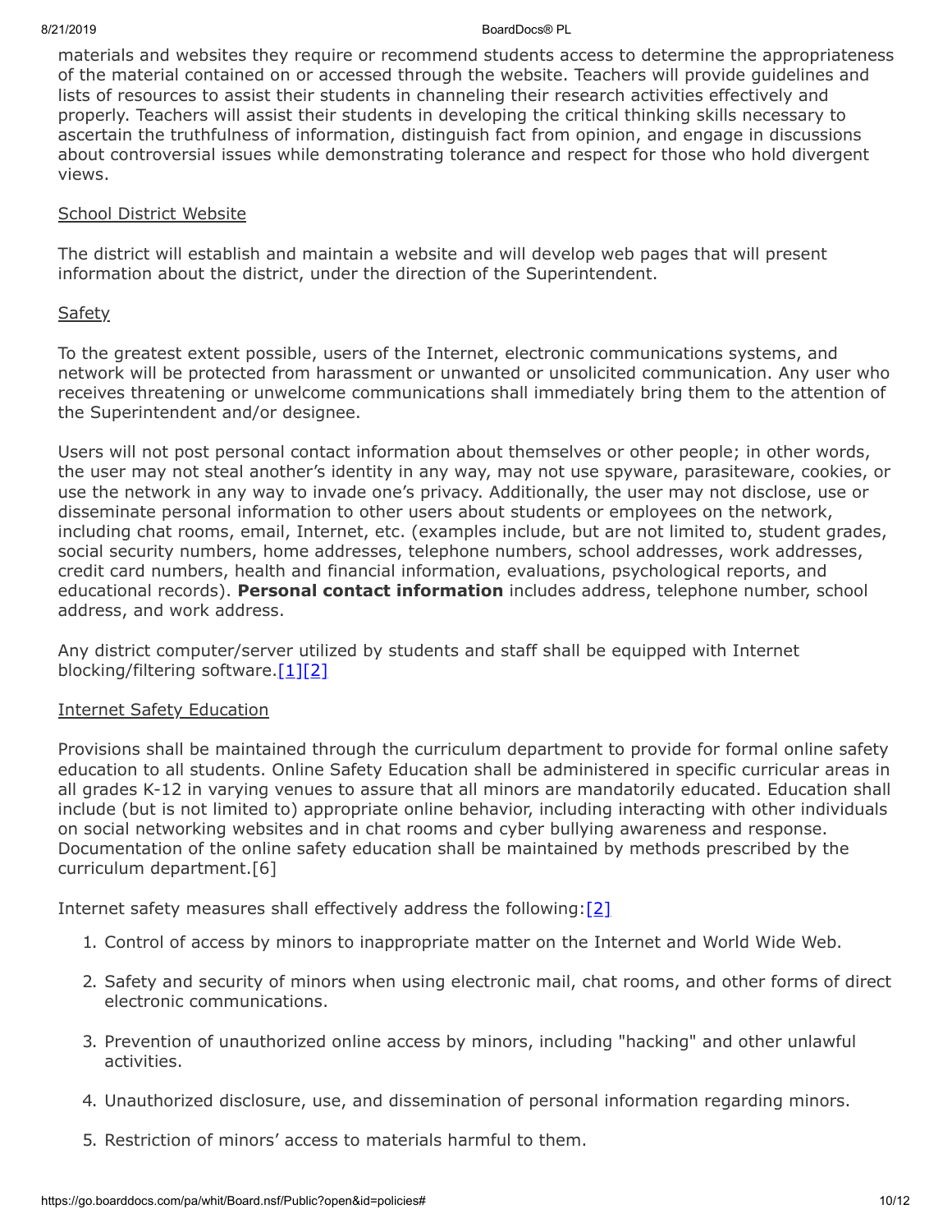materials and websites they require or recommend students access to determine the appropriateness of the material contained on or accessed through the website. Teachers will provide guidelines and lists of resources to assist their students in channeling their research activities effectively and properly. Teachers will assist their students in developing the critical thinking skills necessary to ascertain the truthfulness of information, distinguish fact from opinion, and engage in discussions about controversial issues while demonstrating tolerance and respect for those who hold divergent views.

School District Website

The district will establish and maintain a website and will develop web pages that will present information about the district, under the direction of the Superintendent.

Safety

To the greatest extent possible, users of the Internet, electronic communications systems, and network will be protected from harassment or unwanted or unsolicited communication. Any user who receives threatening or unwelcome communications shall immediately bring them to the attention of the Superintendent and/or designee.

Users will not post personal contact information about themselves or other people; in other words, the user may not steal another's identity in any way, may not use spyware, parasiteware, cookies, or use the network in any way to invade one's privacy. Additionally, the user may not disclose, use or disseminate personal information to other users about students or employees on the network, including chat rooms, email, Internet, etc. (examples include, but are not limited to, student grades, social security numbers, home addresses, telephone numbers, school addresses, work addresses, credit card numbers, health and financial information, evaluations, psychological reports, and educational records). **Personal contact information** includes address, telephone number, school address, and work address.

Any district computer/server utilized by students and staff shall be equipped with Internet blocking/filtering software.[1][2]

Internet Safety Education

Provisions shall be maintained through the curriculum department to provide for formal online safety education to all students. Online Safety Education shall be administered in specific curricular areas in all grades K-12 in varying venues to assure that all minors are mandatorily educated. Education shall include (but is not limited to) appropriate online behavior, including interacting with other individuals on social networking websites and in chat rooms and cyber bullying awareness and response. Documentation of the online safety education shall be maintained by methods prescribed by the curriculum department.[6]

Internet safety measures shall effectively address the following:[2]

1. Control of access by minors to inappropriate matter on the Internet and World Wide Web.
2. Safety and security of minors when using electronic mail, chat rooms, and other forms of direct electronic communications.
3. Prevention of unauthorized online access by minors, including "hacking" and other unlawful activities.
4. Unauthorized disclosure, use, and dissemination of personal information regarding minors.
5. Restriction of minors' access to materials harmful to them.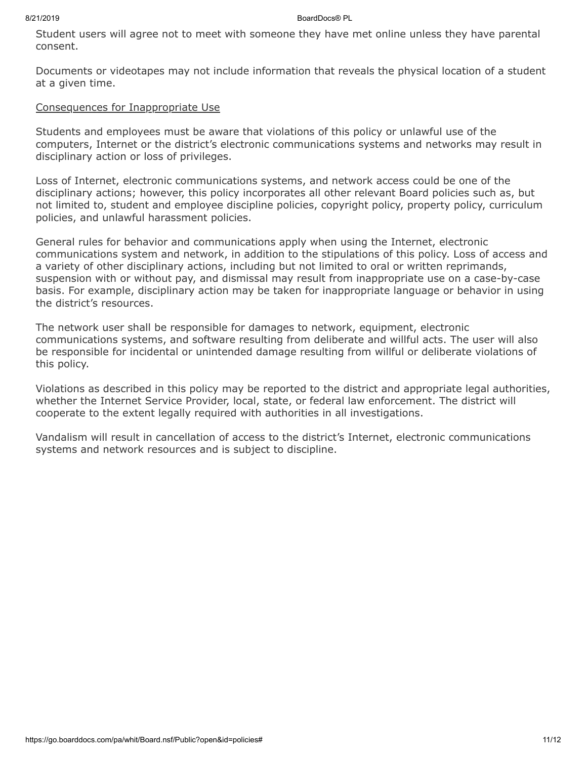Student users will agree not to meet with someone they have met online unless they have parental consent.

Documents or videotapes may not include information that reveals the physical location of a student at a given time.

<u>Consequences for Inappropriate Use</u>

Students and employees must be aware that violations of this policy or unlawful use of the computers, Internet or the district's electronic communications systems and networks may result in disciplinary action or loss of privileges.

Loss of Internet, electronic communications systems, and network access could be one of the disciplinary actions; however, this policy incorporates all other relevant Board policies such as, but not limited to, student and employee discipline policies, copyright policy, property policy, curriculum policies, and unlawful harassment policies.

General rules for behavior and communications apply when using the Internet, electronic communications system and network, in addition to the stipulations of this policy. Loss of access and a variety of other disciplinary actions, including but not limited to oral or written reprimands, suspension with or without pay, and dismissal may result from inappropriate use on a case-by-case basis. For example, disciplinary action may be taken for inappropriate language or behavior in using the district's resources.

The network user shall be responsible for damages to network, equipment, electronic communications systems, and software resulting from deliberate and willful acts. The user will also be responsible for incidental or unintended damage resulting from willful or deliberate violations of this policy.

Violations as described in this policy may be reported to the district and appropriate legal authorities, whether the Internet Service Provider, local, state, or federal law enforcement. The district will cooperate to the extent legally required with authorities in all investigations.

Vandalism will result in cancellation of access to the district's Internet, electronic communications systems and network resources and is subject to discipline.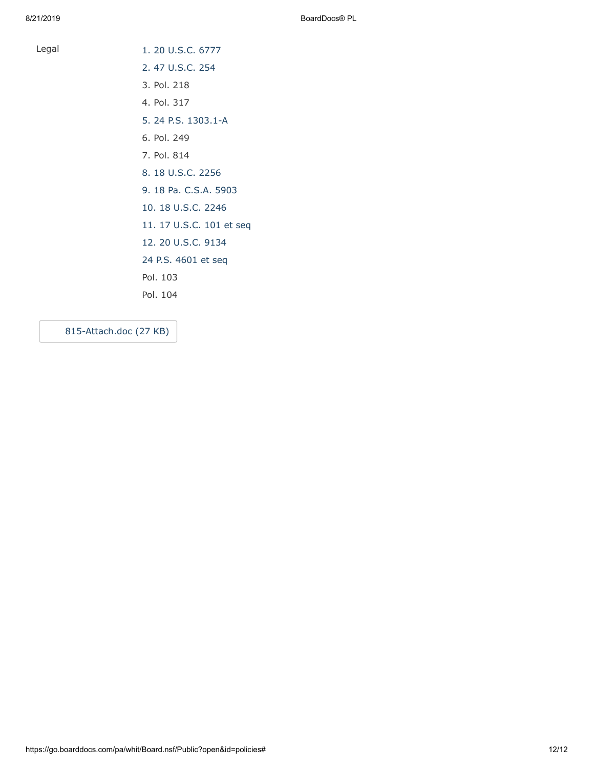Legal

1. 20 U.S.C. 6777
2. 47 U.S.C. 254
3. Pol. 218
4. Pol. 317
5. 24 P.S. 1303.1-A
6. Pol. 249
7. Pol. 814
8. 18 U.S.C. 2256
9. 18 Pa. C.S.A. 5903
10. 18 U.S.C. 2246
11. 17 U.S.C. 101 et seq
12. 20 U.S.C. 9134

24 P.S. 4601 et seq

Pol. 103

Pol. 104

815-Attach.doc (27 KB)